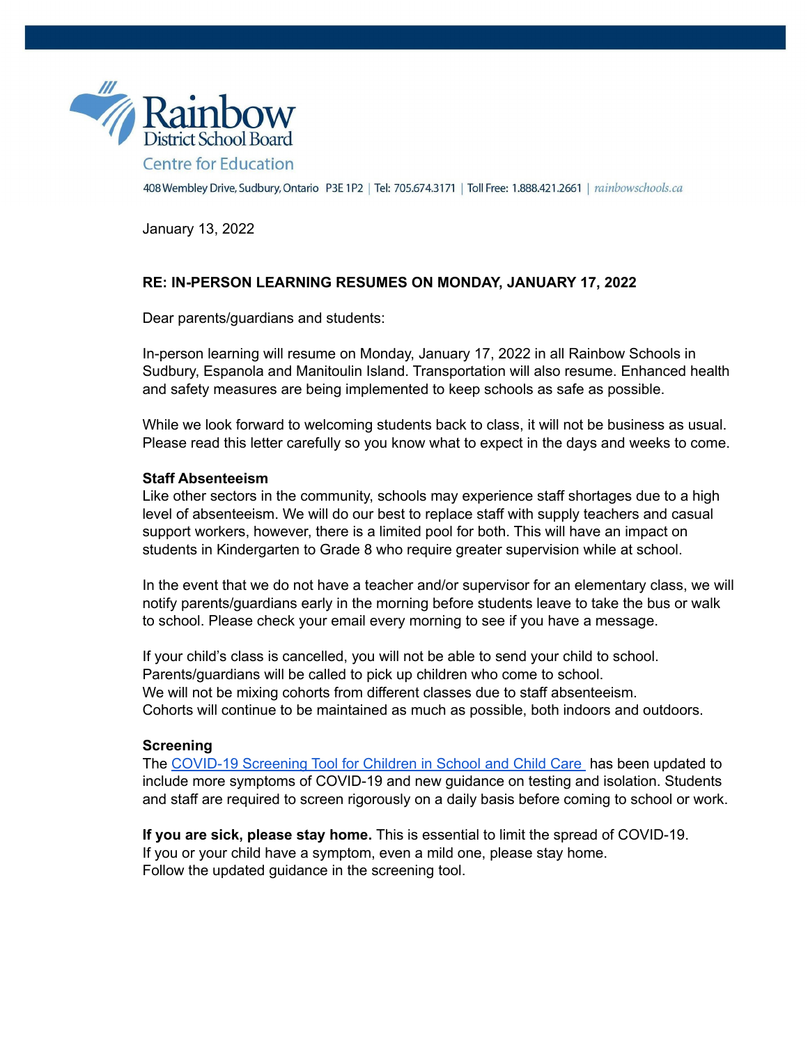Rainbow District School Board

Centre for Education

408 Wembley Drive, Sudbury, Ontario P3E 1P2 | Tel: 705.674.3171 | Toll Free: 1.888.421.2661 | rainbowschools.ca

January 13, 2022

**RE: IN-PERSON LEARNING RESUMES ON MONDAY, JANUARY 17, 2022**

Dear parents/guardians and students:

In-person learning will resume on Monday, January 17, 2022 in all Rainbow Schools in Sudbury, Espanola and Manitoulin Island. Transportation will also resume. Enhanced health and safety measures are being implemented to keep schools as safe as possible.

While we look forward to welcoming students back to class, it will not be business as usual. Please read this letter carefully so you know what to expect in the days and weeks to come.

**Staff Absenteeism**

Like other sectors in the community, schools may experience staff shortages due to a high level of absenteeism. We will do our best to replace staff with supply teachers and casual support workers, however, there is a limited pool for both. This will have an impact on students in Kindergarten to Grade 8 who require greater supervision while at school.

In the event that we do not have a teacher and/or supervisor for an elementary class, we will notify parents/guardians early in the morning before students leave to take the bus or walk to school. Please check your email every morning to see if you have a message.

If your child's class is cancelled, you will not be able to send your child to school.
Parents/guardians will be called to pick up children who come to school.
We will not be mixing cohorts from different classes due to staff absenteeism.
Cohorts will continue to be maintained as much as possible, both indoors and outdoors.

**Screening**

The [COVID-19 Screening Tool for Children in School and Child Care](#) has been updated to include more symptoms of COVID-19 and new guidance on testing and isolation. Students and staff are required to screen rigorously on a daily basis before coming to school or work.

**If you are sick, please stay home.** This is essential to limit the spread of COVID-19.
If you or your child have a symptom, even a mild one, please stay home.
Follow the updated guidance in the screening tool.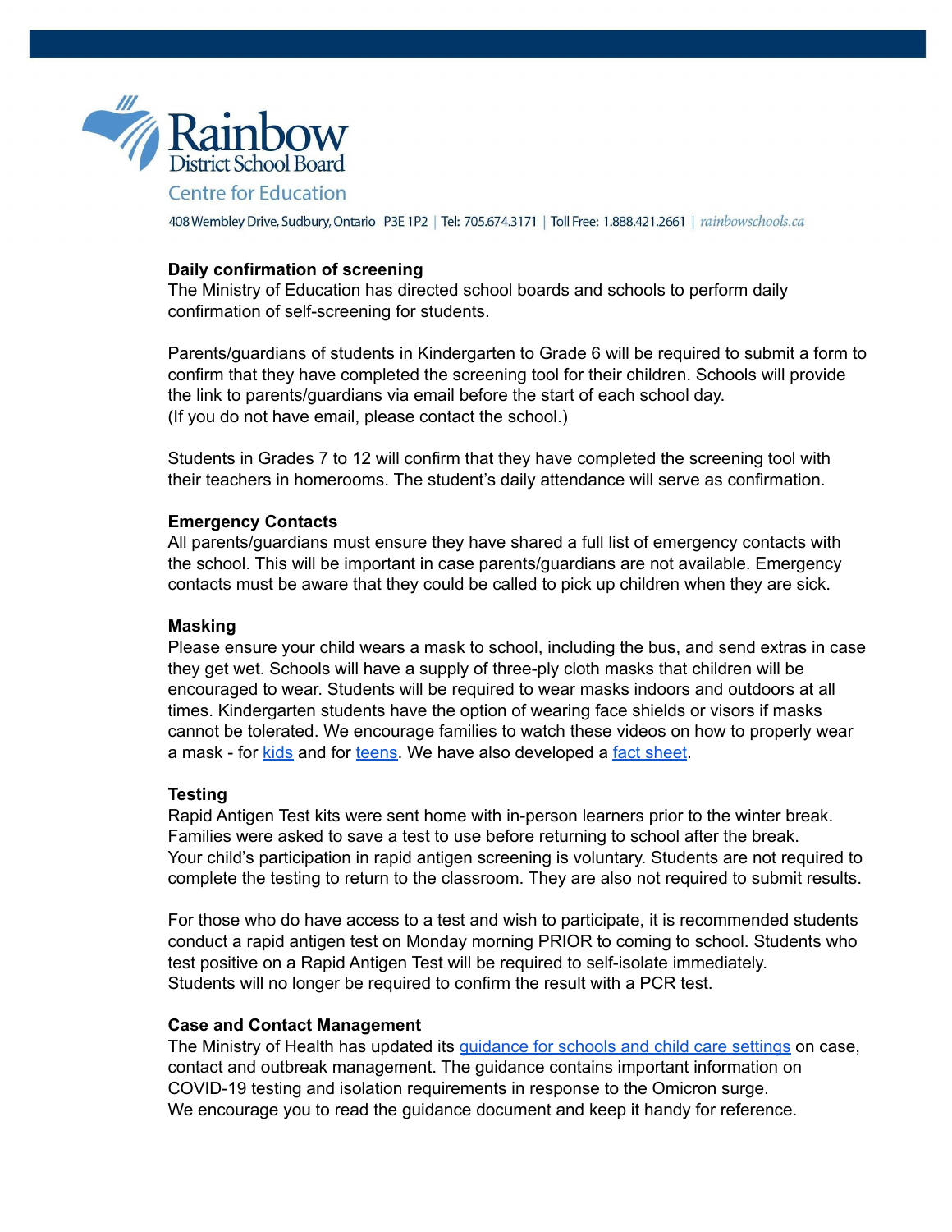**Daily confirmation of screening**

The Ministry of Education has directed school boards and schools to perform daily confirmation of self-screening for students.

Parents/guardians of students in Kindergarten to Grade 6 will be required to submit a form to confirm that they have completed the screening tool for their children. Schools will provide the link to parents/guardians via email before the start of each school day.
(If you do not have email, please contact the school.)

Students in Grades 7 to 12 will confirm that they have completed the screening tool with their teachers in homerooms. The student's daily attendance will serve as confirmation.

**Emergency Contacts**

All parents/guardians must ensure they have shared a full list of emergency contacts with the school. This will be important in case parents/guardians are not available. Emergency contacts must be aware that they could be called to pick up children when they are sick.

**Masking**

Please ensure your child wears a mask to school, including the bus, and send extras in case they get wet. Schools will have a supply of three-ply cloth masks that children will be encouraged to wear. Students will be required to wear masks indoors and outdoors at all times. Kindergarten students have the option of wearing face shields or visors if masks cannot be tolerated. We encourage families to watch these videos on how to properly wear a mask - for kids and for teens. We have also developed a fact sheet.

**Testing**

Rapid Antigen Test kits were sent home with in-person learners prior to the winter break. Families were asked to save a test to use before returning to school after the break.
Your child's participation in rapid antigen screening is voluntary. Students are not required to complete the testing to return to the classroom. They are also not required to submit results.

For those who do have access to a test and wish to participate, it is recommended students conduct a rapid antigen test on Monday morning PRIOR to coming to school. Students who test positive on a Rapid Antigen Test will be required to self-isolate immediately.
Students will no longer be required to confirm the result with a PCR test.

**Case and Contact Management**

The Ministry of Health has updated its guidance for schools and child care settings on case, contact and outbreak management. The guidance contains important information on COVID-19 testing and isolation requirements in response to the Omicron surge.
We encourage you to read the guidance document and keep it handy for reference.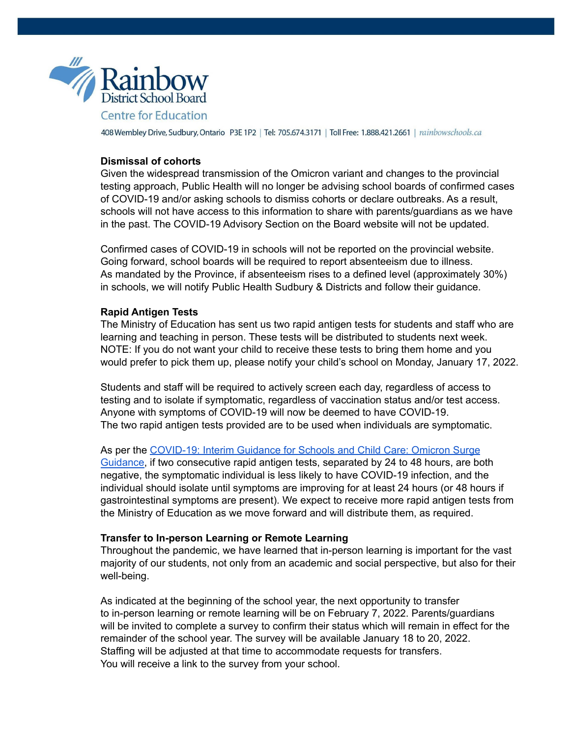**Dismissal of cohorts**

Given the widespread transmission of the Omicron variant and changes to the provincial testing approach, Public Health will no longer be advising school boards of confirmed cases of COVID-19 and/or asking schools to dismiss cohorts or declare outbreaks. As a result, schools will not have access to this information to share with parents/guardians as we have in the past. The COVID-19 Advisory Section on the Board website will not be updated.

Confirmed cases of COVID-19 in schools will not be reported on the provincial website. Going forward, school boards will be required to report absenteeism due to illness. As mandated by the Province, if absenteeism rises to a defined level (approximately 30%) in schools, we will notify Public Health Sudbury & Districts and follow their guidance.

**Rapid Antigen Tests**

The Ministry of Education has sent us two rapid antigen tests for students and staff who are learning and teaching in person. These tests will be distributed to students next week. NOTE: If you do not want your child to receive these tests to bring them home and you would prefer to pick them up, please notify your child's school on Monday, January 17, 2022.

Students and staff will be required to actively screen each day, regardless of access to testing and to isolate if symptomatic, regardless of vaccination status and/or test access. Anyone with symptoms of COVID-19 will now be deemed to have COVID-19. The two rapid antigen tests provided are to be used when individuals are symptomatic.

As per the COVID-19: Interim Guidance for Schools and Child Care: Omicron Surge Guidance, if two consecutive rapid antigen tests, separated by 24 to 48 hours, are both negative, the symptomatic individual is less likely to have COVID-19 infection, and the individual should isolate until symptoms are improving for at least 24 hours (or 48 hours if gastrointestinal symptoms are present). We expect to receive more rapid antigen tests from the Ministry of Education as we move forward and will distribute them, as required.

**Transfer to In-person Learning or Remote Learning**

Throughout the pandemic, we have learned that in-person learning is important for the vast majority of our students, not only from an academic and social perspective, but also for their well-being.

As indicated at the beginning of the school year, the next opportunity to transfer to in-person learning or remote learning will be on February 7, 2022. Parents/guardians will be invited to complete a survey to confirm their status which will remain in effect for the remainder of the school year. The survey will be available January 18 to 20, 2022. Staffing will be adjusted at that time to accommodate requests for transfers. You will receive a link to the survey from your school.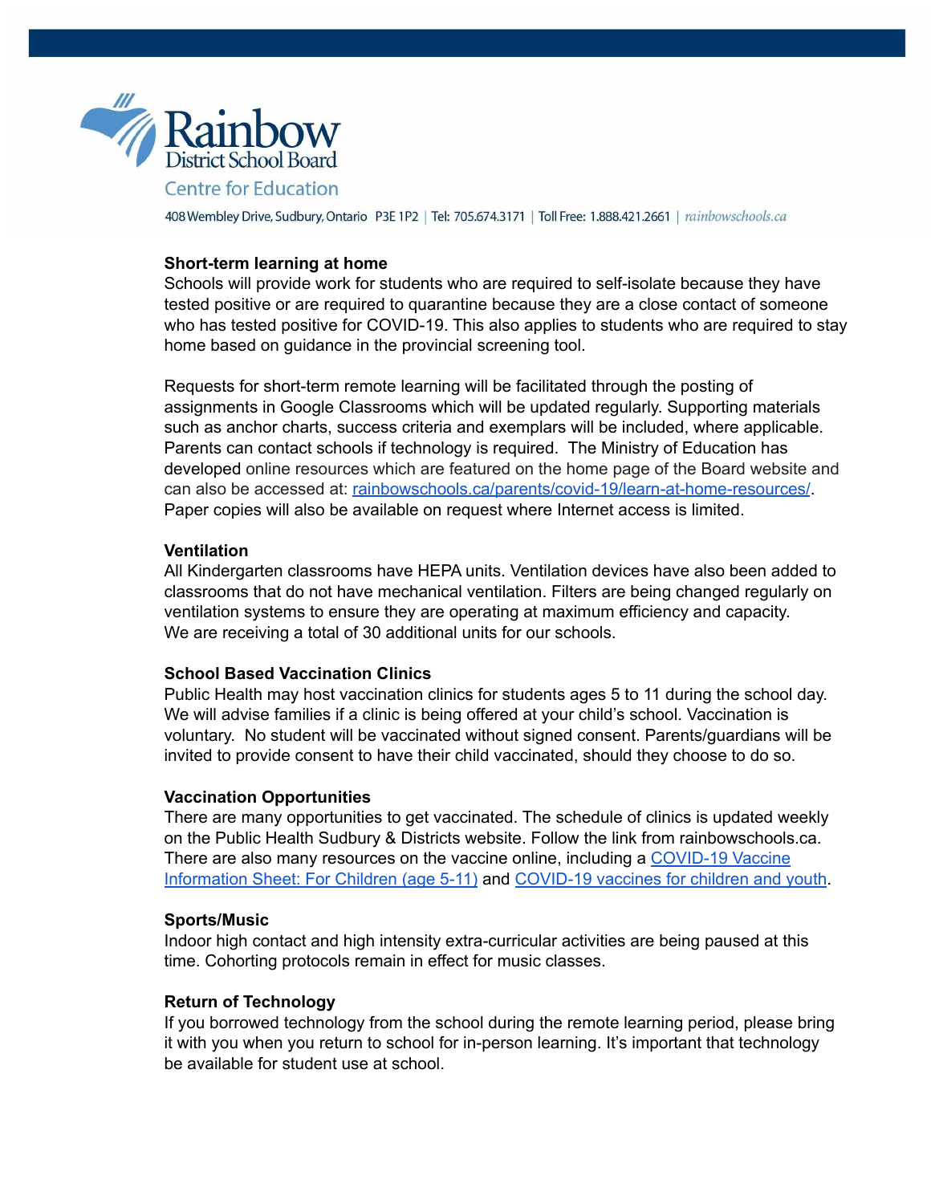Rainbow District School Board

Centre for Education

408 Wembley Drive, Sudbury, Ontario P3E 1P2 | Tel: 705.674.3171 | Toll Free: 1.888.421.2661 | rainbowschools.ca

**Short-term learning at home**

Schools will provide work for students who are required to self-isolate because they have tested positive or are required to quarantine because they are a close contact of someone who has tested positive for COVID-19. This also applies to students who are required to stay home based on guidance in the provincial screening tool.

Requests for short-term remote learning will be facilitated through the posting of assignments in Google Classrooms which will be updated regularly. Supporting materials such as anchor charts, success criteria and exemplars will be included, where applicable. Parents can contact schools if technology is required. The Ministry of Education has developed online resources which are featured on the home page of the Board website and can also be accessed at: [rainbowschools.ca/parents/covid-19/learn-at-home-resources/](rainbowschools.ca/parents/covid-19/learn-at-home-resources/). Paper copies will also be available on request where Internet access is limited.

**Ventilation**

All Kindergarten classrooms have HEPA units. Ventilation devices have also been added to classrooms that do not have mechanical ventilation. Filters are being changed regularly on ventilation systems to ensure they are operating at maximum efficiency and capacity. We are receiving a total of 30 additional units for our schools.

**School Based Vaccination Clinics**

Public Health may host vaccination clinics for students ages 5 to 11 during the school day. We will advise families if a clinic is being offered at your child's school. Vaccination is voluntary. No student will be vaccinated without signed consent. Parents/guardians will be invited to provide consent to have their child vaccinated, should they choose to do so.

**Vaccination Opportunities**

There are many opportunities to get vaccinated. The schedule of clinics is updated weekly on the Public Health Sudbury & Districts website. Follow the link from rainbowschools.ca. There are also many resources on the vaccine online, including a COVID-19 Vaccine Information Sheet: For Children (age 5-11) and COVID-19 vaccines for children and youth.

**Sports/Music**

Indoor high contact and high intensity extra-curricular activities are being paused at this time. Cohorting protocols remain in effect for music classes.

**Return of Technology**

If you borrowed technology from the school during the remote learning period, please bring it with you when you return to school for in-person learning. It's important that technology be available for student use at school.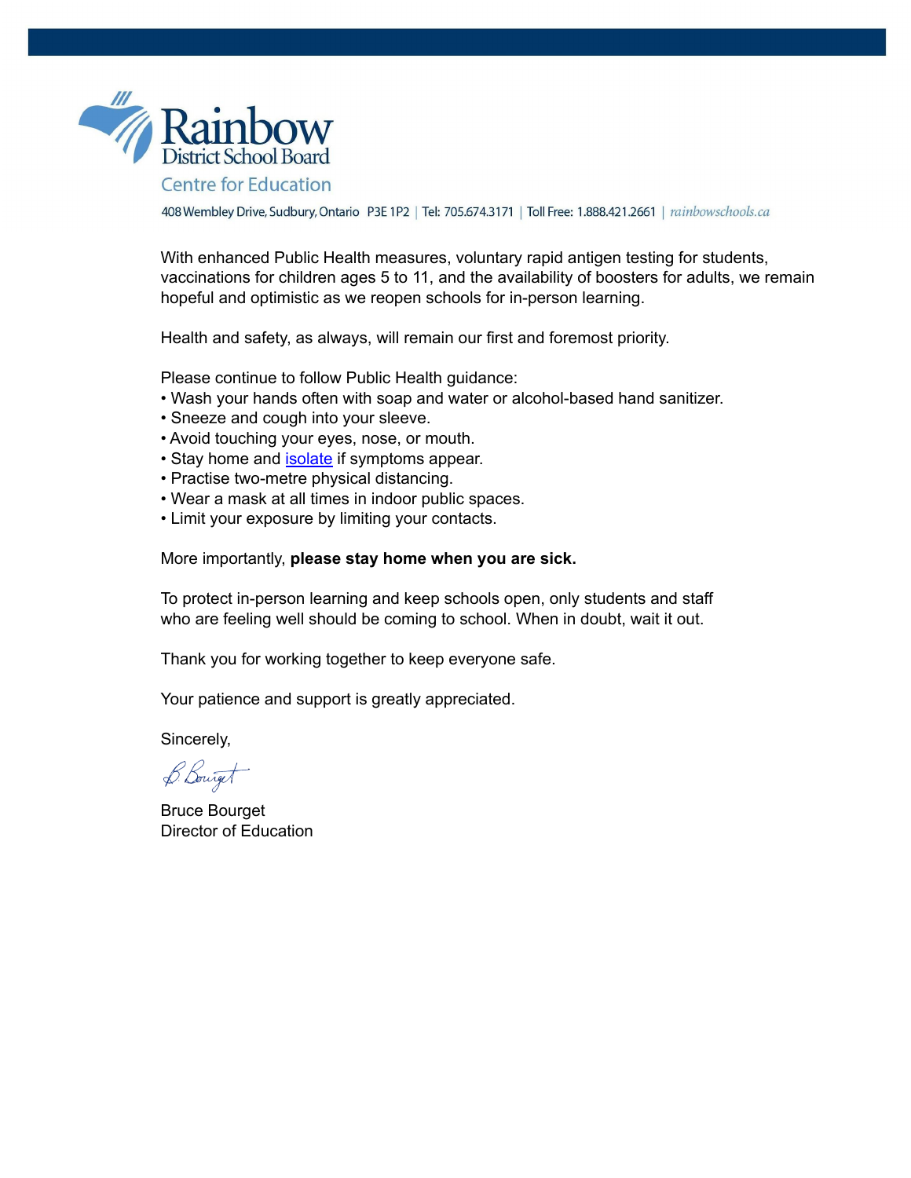Rainbow District School Board
Centre for Education
408 Wembley Drive, Sudbury, Ontario P3E 1P2 | Tel: 705.674.3171 | Toll Free: 1.888.421.2661 | *rainbowschools.ca*

With enhanced Public Health measures, voluntary rapid antigen testing for students, vaccinations for children ages 5 to 11, and the availability of boosters for adults, we remain hopeful and optimistic as we reopen schools for in-person learning.

Health and safety, as always, will remain our first and foremost priority.

Please continue to follow Public Health guidance:

- Wash your hands often with soap and water or alcohol-based hand sanitizer.
- Sneeze and cough into your sleeve.
- Avoid touching your eyes, nose, or mouth.
- Stay home and isolate if symptoms appear.
- Practise two-metre physical distancing.
- Wear a mask at all times in indoor public spaces.
- Limit your exposure by limiting your contacts.

More importantly, **please stay home when you are sick.**

To protect in-person learning and keep schools open, only students and staff who are feeling well should be coming to school. When in doubt, wait it out.

Thank you for working together to keep everyone safe.

Your patience and support is greatly appreciated.

Sincerely,

Bruce Bourget
Director of Education